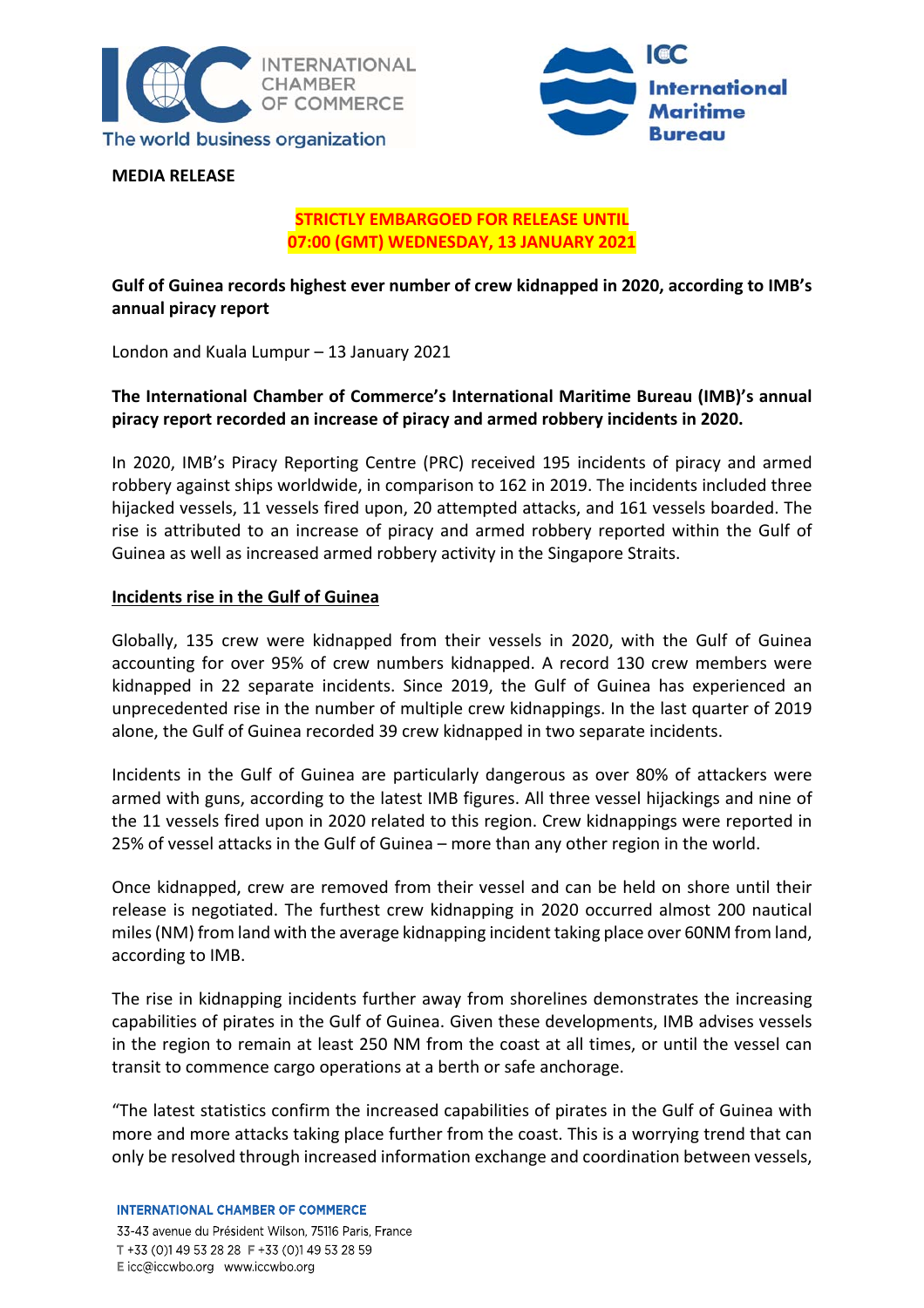**MEDIA RELEASE**

**STRICTLY EMBARGOED FOR RELEASE UNTIL 07:00 (GMT) WEDNESDAY, 13 JANUARY 2021**

**Gulf of Guinea records highest ever number of crew kidnapped in 2020, according to IMB's annual piracy report**

London and Kuala Lumpur – 13 January 2021

**The International Chamber of Commerce's International Maritime Bureau (IMB)'s annual piracy report recorded an increase of piracy and armed robbery incidents in 2020.**

In 2020, IMB's Piracy Reporting Centre (PRC) received 195 incidents of piracy and armed robbery against ships worldwide, in comparison to 162 in 2019. The incidents included three hijacked vessels, 11 vessels fired upon, 20 attempted attacks, and 161 vessels boarded. The rise is attributed to an increase of piracy and armed robbery reported within the Gulf of Guinea as well as increased armed robbery activity in the Singapore Straits.

## Incidents rise in the Gulf of Guinea

Globally, 135 crew were kidnapped from their vessels in 2020, with the Gulf of Guinea accounting for over 95% of crew numbers kidnapped. A record 130 crew members were kidnapped in 22 separate incidents. Since 2019, the Gulf of Guinea has experienced an unprecedented rise in the number of multiple crew kidnappings. In the last quarter of 2019 alone, the Gulf of Guinea recorded 39 crew kidnapped in two separate incidents.

Incidents in the Gulf of Guinea are particularly dangerous as over 80% of attackers were armed with guns, according to the latest IMB figures. All three vessel hijackings and nine of the 11 vessels fired upon in 2020 related to this region. Crew kidnappings were reported in 25% of vessel attacks in the Gulf of Guinea – more than any other region in the world.

Once kidnapped, crew are removed from their vessel and can be held on shore until their release is negotiated. The furthest crew kidnapping in 2020 occurred almost 200 nautical miles (NM) from land with the average kidnapping incident taking place over 60NM from land, according to IMB.

The rise in kidnapping incidents further away from shorelines demonstrates the increasing capabilities of pirates in the Gulf of Guinea. Given these developments, IMB advises vessels in the region to remain at least 250 NM from the coast at all times, or until the vessel can transit to commence cargo operations at a berth or safe anchorage.

"The latest statistics confirm the increased capabilities of pirates in the Gulf of Guinea with more and more attacks taking place further from the coast. This is a worrying trend that can only be resolved through increased information exchange and coordination between vessels,

**INTERNATIONAL CHAMBER OF COMMERCE**
33-43 avenue du Président Wilson, 75116 Paris, France
T +33 (0)1 49 53 28 28 F +33 (0)1 49 53 28 59
E icc@iccwbo.org www.iccwbo.org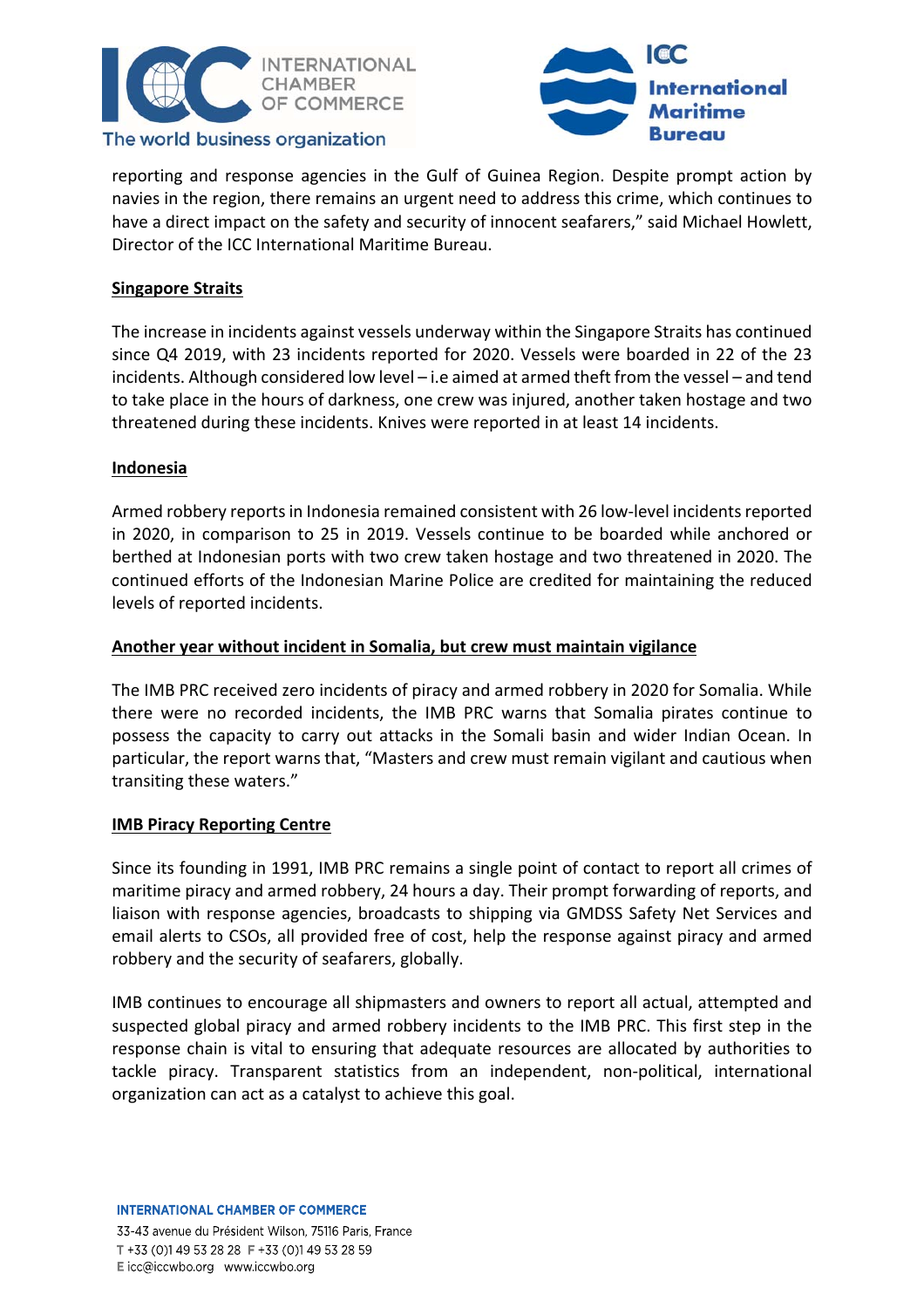reporting and response agencies in the Gulf of Guinea Region. Despite prompt action by navies in the region, there remains an urgent need to address this crime, which continues to have a direct impact on the safety and security of innocent seafarers," said Michael Howlett, Director of the ICC International Maritime Bureau.

## Singapore Straits

The increase in incidents against vessels underway within the Singapore Straits has continued since Q4 2019, with 23 incidents reported for 2020. Vessels were boarded in 22 of the 23 incidents. Although considered low level – i.e aimed at armed theft from the vessel – and tend to take place in the hours of darkness, one crew was injured, another taken hostage and two threatened during these incidents. Knives were reported in at least 14 incidents.

## Indonesia

Armed robbery reports in Indonesia remained consistent with 26 low-level incidents reported in 2020, in comparison to 25 in 2019. Vessels continue to be boarded while anchored or berthed at Indonesian ports with two crew taken hostage and two threatened in 2020. The continued efforts of the Indonesian Marine Police are credited for maintaining the reduced levels of reported incidents.

## Another year without incident in Somalia, but crew must maintain vigilance

The IMB PRC received zero incidents of piracy and armed robbery in 2020 for Somalia. While there were no recorded incidents, the IMB PRC warns that Somalia pirates continue to possess the capacity to carry out attacks in the Somali basin and wider Indian Ocean. In particular, the report warns that, "Masters and crew must remain vigilant and cautious when transiting these waters."

## IMB Piracy Reporting Centre

Since its founding in 1991, IMB PRC remains a single point of contact to report all crimes of maritime piracy and armed robbery, 24 hours a day. Their prompt forwarding of reports, and liaison with response agencies, broadcasts to shipping via GMDSS Safety Net Services and email alerts to CSOs, all provided free of cost, help the response against piracy and armed robbery and the security of seafarers, globally.

IMB continues to encourage all shipmasters and owners to report all actual, attempted and suspected global piracy and armed robbery incidents to the IMB PRC. This first step in the response chain is vital to ensuring that adequate resources are allocated by authorities to tackle piracy. Transparent statistics from an independent, non-political, international organization can act as a catalyst to achieve this goal.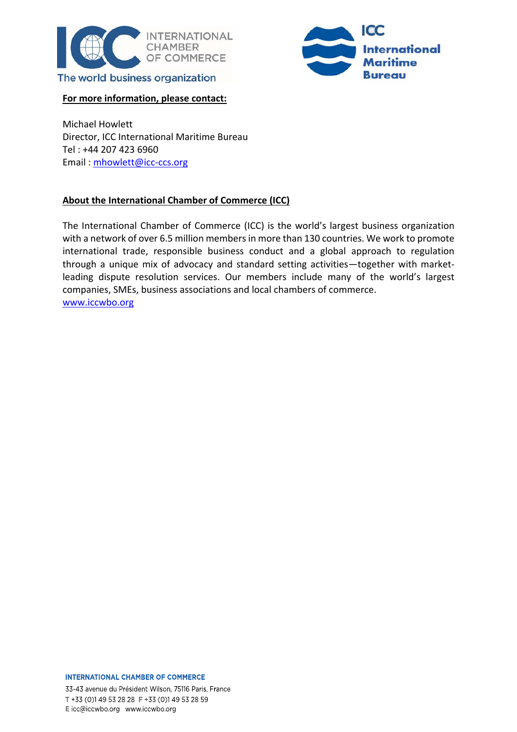**For more information, please contact:**

Michael Howlett
Director, ICC International Maritime Bureau
Tel : +44 207 423 6960
Email : mhowlett@icc-ccs.org

**About the International Chamber of Commerce (ICC)**

The International Chamber of Commerce (ICC) is the world's largest business organization with a network of over 6.5 million members in more than 130 countries. We work to promote international trade, responsible business conduct and a global approach to regulation through a unique mix of advocacy and standard setting activities—together with market-leading dispute resolution services. Our members include many of the world's largest companies, SMEs, business associations and local chambers of commerce.
www.iccwbo.org

**INTERNATIONAL CHAMBER OF COMMERCE**
33-43 avenue du Président Wilson, 75116 Paris, France
T +33 (0)1 49 53 28 28 F +33 (0)1 49 53 28 59
E icc@iccwbo.org www.iccwbo.org